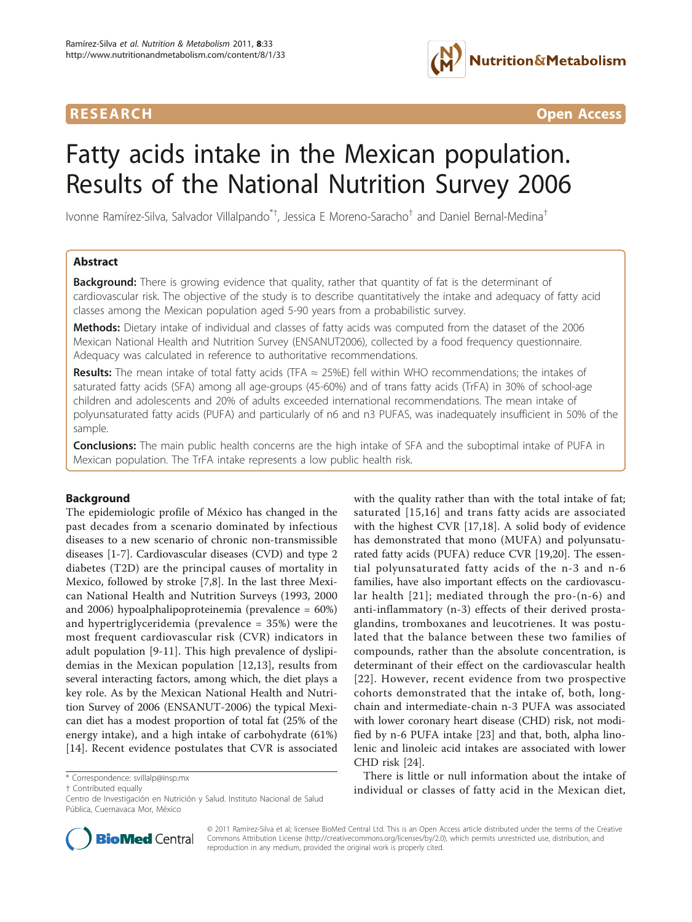RESEARCH

Open Access

# Fatty acids intake in the Mexican population. Results of the National Nutrition Survey 2006

Ivonne Ramírez-Silva, Salvador Villalpando*†, Jessica E Moreno-Saracho† and Daniel Bernal-Medina†

## Abstract

**Background:** There is growing evidence that quality, rather that quantity of fat is the determinant of cardiovascular risk. The objective of the study is to describe quantitatively the intake and adequacy of fatty acid classes among the Mexican population aged 5-90 years from a probabilistic survey.

**Methods:** Dietary intake of individual and classes of fatty acids was computed from the dataset of the 2006 Mexican National Health and Nutrition Survey (ENSANUT2006), collected by a food frequency questionnaire. Adequacy was calculated in reference to authoritative recommendations.

**Results:** The mean intake of total fatty acids (TFA ≈ 25%E) fell within WHO recommendations; the intakes of saturated fatty acids (SFA) among all age-groups (45-60%) and of trans fatty acids (TrFA) in 30% of school-age children and adolescents and 20% of adults exceeded international recommendations. The mean intake of polyunsaturated fatty acids (PUFA) and particularly of n6 and n3 PUFAS, was inadequately insufficient in 50% of the sample.

**Conclusions:** The main public health concerns are the high intake of SFA and the suboptimal intake of PUFA in Mexican population. The TrFA intake represents a low public health risk.

## Background

The epidemiologic profile of México has changed in the past decades from a scenario dominated by infectious diseases to a new scenario of chronic non-transmissible diseases [1-7]. Cardiovascular diseases (CVD) and type 2 diabetes (T2D) are the principal causes of mortality in Mexico, followed by stroke [7,8]. In the last three Mexican National Health and Nutrition Surveys (1993, 2000 and 2006) hypoalphalipoproteinemia (prevalence = 60%) and hypertriglyceridemia (prevalence = 35%) were the most frequent cardiovascular risk (CVR) indicators in adult population [9-11]. This high prevalence of dyslipidemias in the Mexican population [12,13], results from several interacting factors, among which, the diet plays a key role. As by the Mexican National Health and Nutrition Survey of 2006 (ENSANUT-2006) the typical Mexican diet has a modest proportion of total fat (25% of the energy intake), and a high intake of carbohydrate (61%) [14]. Recent evidence postulates that CVR is associated with the quality rather than with the total intake of fat; saturated [15,16] and trans fatty acids are associated with the highest CVR [17,18]. A solid body of evidence has demonstrated that mono (MUFA) and polyunsaturated fatty acids (PUFA) reduce CVR [19,20]. The essential polyunsaturated fatty acids of the n-3 and n-6 families, have also important effects on the cardiovascular health [21]; mediated through the pro-(n-6) and anti-inflammatory (n-3) effects of their derived prostaglandins, tromboxanes and leucotrienes. It was postulated that the balance between these two families of compounds, rather than the absolute concentration, is determinant of their effect on the cardiovascular health [22]. However, recent evidence from two prospective cohorts demonstrated that the intake of, both, long-chain and intermediate-chain n-3 PUFA was associated with lower coronary heart disease (CHD) risk, not modified by n-6 PUFA intake [23] and that, both, alpha linolenic and linoleic acid intakes are associated with lower CHD risk [24].

There is little or null information about the intake of individual or classes of fatty acid in the Mexican diet,

* Correspondence: svillalp@insp.mx
† Contributed equally
Centro de Investigación en Nutrición y Salud. Instituto Nacional de Salud Pública, Cuernavaca Mor, México

© 2011 Ramírez-Silva et al; licensee BioMed Central Ltd. This is an Open Access article distributed under the terms of the Creative Commons Attribution License (http://creativecommons.org/licenses/by/2.0), which permits unrestricted use, distribution, and reproduction in any medium, provided the original work is properly cited.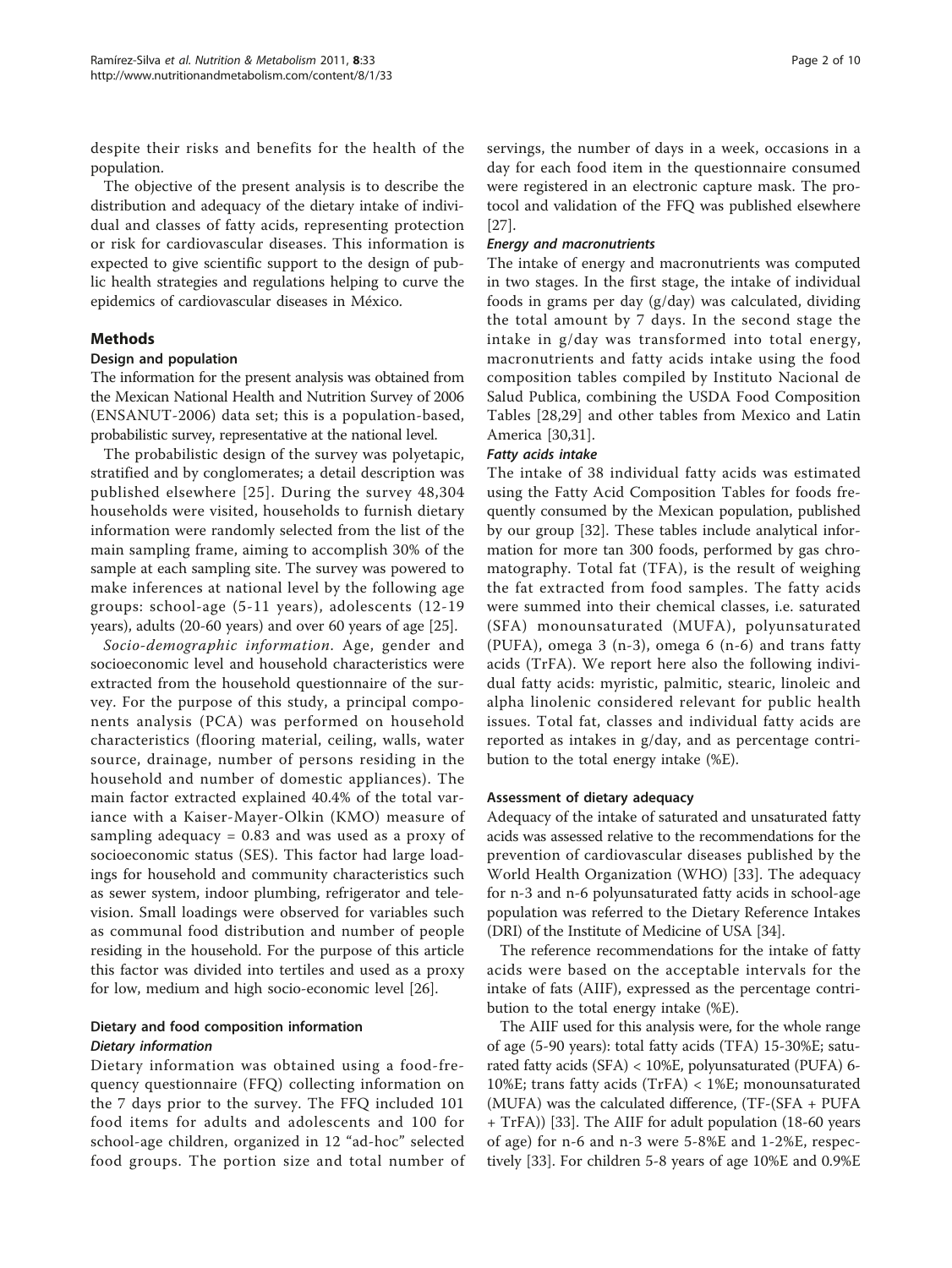despite their risks and benefits for the health of the population.

The objective of the present analysis is to describe the distribution and adequacy of the dietary intake of individual and classes of fatty acids, representing protection or risk for cardiovascular diseases. This information is expected to give scientific support to the design of public health strategies and regulations helping to curve the epidemics of cardiovascular diseases in México.

## Methods

### Design and population

The information for the present analysis was obtained from the Mexican National Health and Nutrition Survey of 2006 (ENSANUT-2006) data set; this is a population-based, probabilistic survey, representative at the national level.

The probabilistic design of the survey was polyetapic, stratified and by conglomerates; a detail description was published elsewhere [25]. During the survey 48,304 households were visited, households to furnish dietary information were randomly selected from the list of the main sampling frame, aiming to accomplish 30% of the sample at each sampling site. The survey was powered to make inferences at national level by the following age groups: school-age (5-11 years), adolescents (12-19 years), adults (20-60 years) and over 60 years of age [25].

*Socio-demographic information.* Age, gender and socioeconomic level and household characteristics were extracted from the household questionnaire of the survey. For the purpose of this study, a principal components analysis (PCA) was performed on household characteristics (flooring material, ceiling, walls, water source, drainage, number of persons residing in the household and number of domestic appliances). The main factor extracted explained 40.4% of the total variance with a Kaiser-Mayer-Olkin (KMO) measure of sampling adequacy = 0.83 and was used as a proxy of socioeconomic status (SES). This factor had large loadings for household and community characteristics such as sewer system, indoor plumbing, refrigerator and television. Small loadings were observed for variables such as communal food distribution and number of people residing in the household. For the purpose of this article this factor was divided into tertiles and used as a proxy for low, medium and high socio-economic level [26].

### Dietary and food composition information

#### Dietary information

Dietary information was obtained using a food-frequency questionnaire (FFQ) collecting information on the 7 days prior to the survey. The FFQ included 101 food items for adults and adolescents and 100 for school-age children, organized in 12 "ad-hoc" selected food groups. The portion size and total number of servings, the number of days in a week, occasions in a day for each food item in the questionnaire consumed were registered in an electronic capture mask. The protocol and validation of the FFQ was published elsewhere [27].

#### Energy and macronutrients

The intake of energy and macronutrients was computed in two stages. In the first stage, the intake of individual foods in grams per day (g/day) was calculated, dividing the total amount by 7 days. In the second stage the intake in g/day was transformed into total energy, macronutrients and fatty acids intake using the food composition tables compiled by Instituto Nacional de Salud Publica, combining the USDA Food Composition Tables [28,29] and other tables from Mexico and Latin America [30,31].

#### Fatty acids intake

The intake of 38 individual fatty acids was estimated using the Fatty Acid Composition Tables for foods frequently consumed by the Mexican population, published by our group [32]. These tables include analytical information for more tan 300 foods, performed by gas chromatography. Total fat (TFA), is the result of weighing the fat extracted from food samples. The fatty acids were summed into their chemical classes, i.e. saturated (SFA) monounsaturated (MUFA), polyunsaturated (PUFA), omega 3 (n-3), omega 6 (n-6) and trans fatty acids (TrFA). We report here also the following individual fatty acids: myristic, palmitic, stearic, linoleic and alpha linolenic considered relevant for public health issues. Total fat, classes and individual fatty acids are reported as intakes in g/day, and as percentage contribution to the total energy intake (%E).

### Assessment of dietary adequacy

Adequacy of the intake of saturated and unsaturated fatty acids was assessed relative to the recommendations for the prevention of cardiovascular diseases published by the World Health Organization (WHO) [33]. The adequacy for n-3 and n-6 polyunsaturated fatty acids in school-age population was referred to the Dietary Reference Intakes (DRI) of the Institute of Medicine of USA [34].

The reference recommendations for the intake of fatty acids were based on the acceptable intervals for the intake of fats (AIIF), expressed as the percentage contribution to the total energy intake (%E).

The AIIF used for this analysis were, for the whole range of age (5-90 years): total fatty acids (TFA) 15-30%E; saturated fatty acids (SFA) < 10%E, polyunsaturated (PUFA) 6-10%E; trans fatty acids (TrFA) < 1%E; monounsaturated (MUFA) was the calculated difference, (TF-(SFA + PUFA + TrFA)) [33]. The AIIF for adult population (18-60 years of age) for n-6 and n-3 were 5-8%E and 1-2%E, respectively [33]. For children 5-8 years of age 10%E and 0.9%E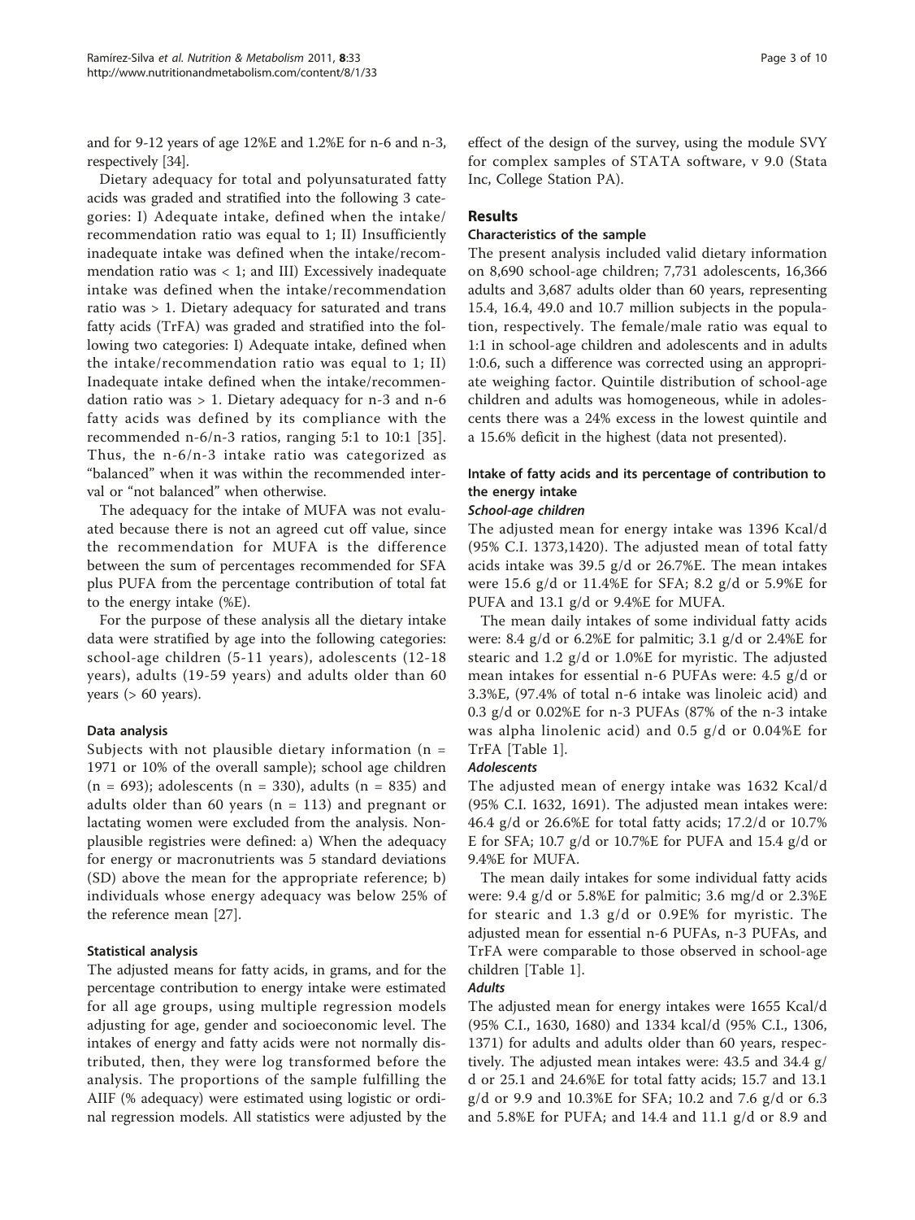and for 9-12 years of age 12%E and 1.2%E for n-6 and n-3, respectively [34].

Dietary adequacy for total and polyunsaturated fatty acids was graded and stratified into the following 3 categories: I) Adequate intake, defined when the intake/recommendation ratio was equal to 1; II) Insufficiently inadequate intake was defined when the intake/recommendation ratio was < 1; and III) Excessively inadequate intake was defined when the intake/recommendation ratio was > 1. Dietary adequacy for saturated and trans fatty acids (TrFA) was graded and stratified into the following two categories: I) Adequate intake, defined when the intake/recommendation ratio was equal to 1; II) Inadequate intake defined when the intake/recommendation ratio was > 1. Dietary adequacy for n-3 and n-6 fatty acids was defined by its compliance with the recommended n-6/n-3 ratios, ranging 5:1 to 10:1 [35]. Thus, the n-6/n-3 intake ratio was categorized as "balanced" when it was within the recommended interval or "not balanced" when otherwise.

The adequacy for the intake of MUFA was not evaluated because there is not an agreed cut off value, since the recommendation for MUFA is the difference between the sum of percentages recommended for SFA plus PUFA from the percentage contribution of total fat to the energy intake (%E).

For the purpose of these analysis all the dietary intake data were stratified by age into the following categories: school-age children (5-11 years), adolescents (12-18 years), adults (19-59 years) and adults older than 60 years (> 60 years).

### Data analysis

Subjects with not plausible dietary information (n = 1971 or 10% of the overall sample); school age children (n = 693); adolescents (n = 330), adults (n = 835) and adults older than 60 years (n = 113) and pregnant or lactating women were excluded from the analysis. Non-plausible registries were defined: a) When the adequacy for energy or macronutrients was 5 standard deviations (SD) above the mean for the appropriate reference; b) individuals whose energy adequacy was below 25% of the reference mean [27].

### Statistical analysis

The adjusted means for fatty acids, in grams, and for the percentage contribution to energy intake were estimated for all age groups, using multiple regression models adjusting for age, gender and socioeconomic level. The intakes of energy and fatty acids were not normally distributed, then, they were log transformed before the analysis. The proportions of the sample fulfilling the AIIF (% adequacy) were estimated using logistic or ordinal regression models. All statistics were adjusted by the effect of the design of the survey, using the module SVY for complex samples of STATA software, v 9.0 (Stata Inc, College Station PA).

## Results

### Characteristics of the sample

The present analysis included valid dietary information on 8,690 school-age children; 7,731 adolescents, 16,366 adults and 3,687 adults older than 60 years, representing 15.4, 16.4, 49.0 and 10.7 million subjects in the population, respectively. The female/male ratio was equal to 1:1 in school-age children and adolescents and in adults 1:0.6, such a difference was corrected using an appropriate weighing factor. Quintile distribution of school-age children and adults was homogeneous, while in adolescents there was a 24% excess in the lowest quintile and a 15.6% deficit in the highest (data not presented).

### Intake of fatty acids and its percentage of contribution to the energy intake

#### *School-age children*

The adjusted mean for energy intake was 1396 Kcal/d (95% C.I. 1373,1420). The adjusted mean of total fatty acids intake was 39.5 g/d or 26.7%E. The mean intakes were 15.6 g/d or 11.4%E for SFA; 8.2 g/d or 5.9%E for PUFA and 13.1 g/d or 9.4%E for MUFA.

The mean daily intakes of some individual fatty acids were: 8.4 g/d or 6.2%E for palmitic; 3.1 g/d or 2.4%E for stearic and 1.2 g/d or 1.0%E for myristic. The adjusted mean intakes for essential n-6 PUFAs were: 4.5 g/d or 3.3%E, (97.4% of total n-6 intake was linoleic acid) and 0.3 g/d or 0.02%E for n-3 PUFAs (87% of the n-3 intake was alpha linolenic acid) and 0.5 g/d or 0.04%E for TrFA [Table 1].

#### *Adolescents*

The adjusted mean of energy intake was 1632 Kcal/d (95% C.I. 1632, 1691). The adjusted mean intakes were: 46.4 g/d or 26.6%E for total fatty acids; 17.2/d or 10.7% E for SFA; 10.7 g/d or 10.7%E for PUFA and 15.4 g/d or 9.4%E for MUFA.

The mean daily intakes for some individual fatty acids were: 9.4 g/d or 5.8%E for palmitic; 3.6 mg/d or 2.3%E for stearic and 1.3 g/d or 0.9E% for myristic. The adjusted mean for essential n-6 PUFAs, n-3 PUFAs, and TrFA were comparable to those observed in school-age children [Table 1].

#### *Adults*

The adjusted mean for energy intakes were 1655 Kcal/d (95% C.I., 1630, 1680) and 1334 kcal/d (95% C.I., 1306, 1371) for adults and adults older than 60 years, respectively. The adjusted mean intakes were: 43.5 and 34.4 g/d or 25.1 and 24.6%E for total fatty acids; 15.7 and 13.1 g/d or 9.9 and 10.3%E for SFA; 10.2 and 7.6 g/d or 6.3 and 5.8%E for PUFA; and 14.4 and 11.1 g/d or 8.9 and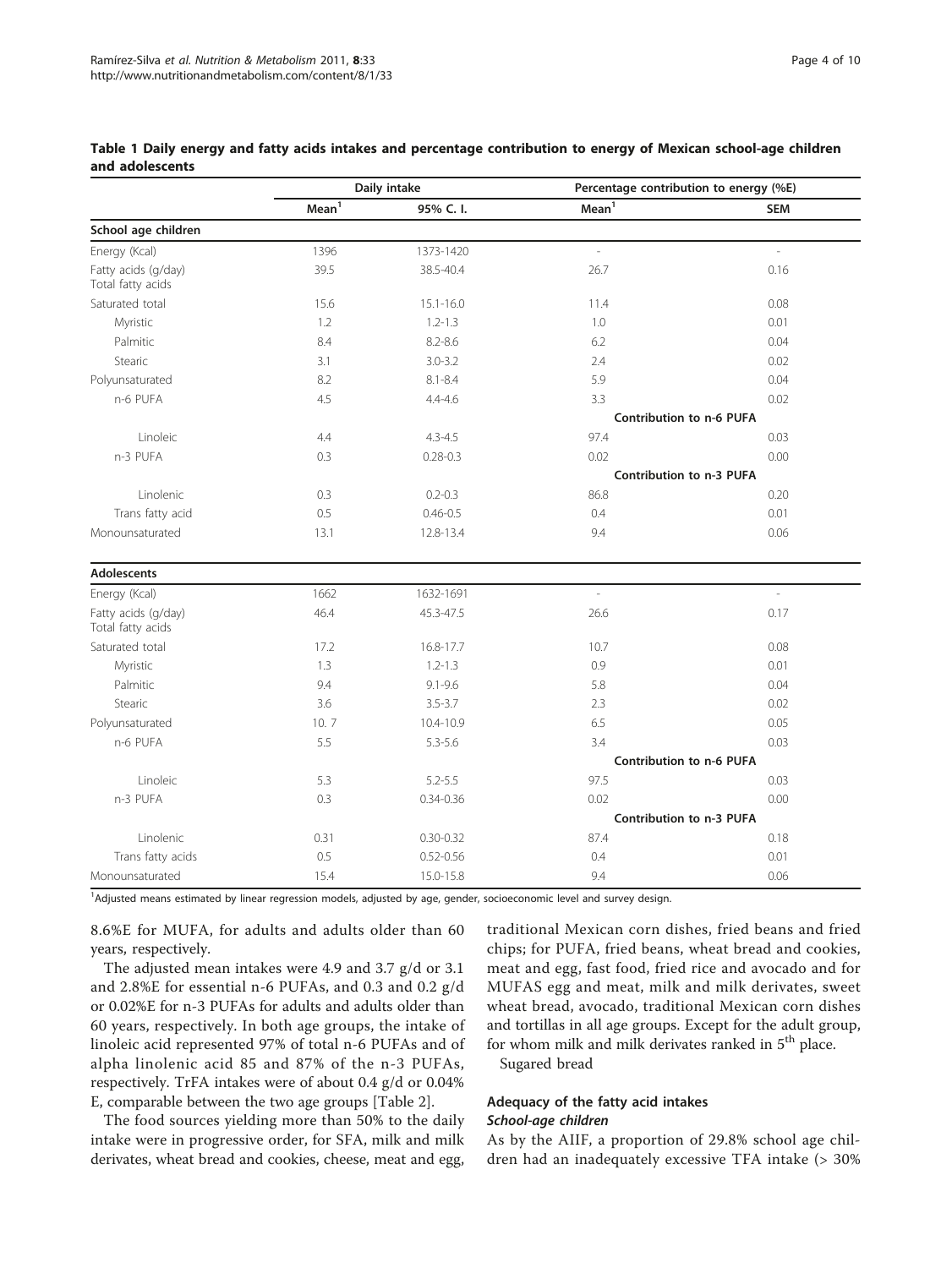**Table 1 Daily energy and fatty acids intakes and percentage contribution to energy of Mexican school-age children and adolescents**

| | Daily intake | | Percentage contribution to energy (%E) | |
|---|---|---|---|---|
| | Mean[1] | 95% C. I. | Mean[1] | SEM |
| **School age children** | | | | |
| Energy (Kcal) | 1396 | 1373-1420 | - | - |
| Fatty acids (g/day) Total fatty acids | 39.5 | 38.5-40.4 | 26.7 | 0.16 |
| Saturated total | 15.6 | 15.1-16.0 | 11.4 | 0.08 |
| Myristic | 1.2 | 1.2-1.3 | 1.0 | 0.01 |
| Palmitic | 8.4 | 8.2-8.6 | 6.2 | 0.04 |
| Stearic | 3.1 | 3.0-3.2 | 2.4 | 0.02 |
| Polyunsaturated | 8.2 | 8.1-8.4 | 5.9 | 0.04 |
| n-6 PUFA | 4.5 | 4.4-4.6 | 3.3 | 0.02 |
| | | | **Contribution to n-6 PUFA** | |
| Linoleic | 4.4 | 4.3-4.5 | 97.4 | 0.03 |
| n-3 PUFA | 0.3 | 0.28-0.3 | 0.02 | 0.00 |
| | | | **Contribution to n-3 PUFA** | |
| Linolenic | 0.3 | 0.2-0.3 | 86.8 | 0.20 |
| Trans fatty acid | 0.5 | 0.46-0.5 | 0.4 | 0.01 |
| Monounsaturated | 13.1 | 12.8-13.4 | 9.4 | 0.06 |
| **Adolescents** | | | | |
| Energy (Kcal) | 1662 | 1632-1691 | - | - |
| Fatty acids (g/day) Total fatty acids | 46.4 | 45.3-47.5 | 26.6 | 0.17 |
| Saturated total | 17.2 | 16.8-17.7 | 10.7 | 0.08 |
| Myristic | 1.3 | 1.2-1.3 | 0.9 | 0.01 |
| Palmitic | 9.4 | 9.1-9.6 | 5.8 | 0.04 |
| Stearic | 3.6 | 3.5-3.7 | 2.3 | 0.02 |
| Polyunsaturated | 10. 7 | 10.4-10.9 | 6.5 | 0.05 |
| n-6 PUFA | 5.5 | 5.3-5.6 | 3.4 | 0.03 |
| | | | **Contribution to n-6 PUFA** | |
| Linoleic | 5.3 | 5.2-5.5 | 97.5 | 0.03 |
| n-3 PUFA | 0.3 | 0.34-0.36 | 0.02 | 0.00 |
| | | | **Contribution to n-3 PUFA** | |
| Linolenic | 0.31 | 0.30-0.32 | 87.4 | 0.18 |
| Trans fatty acids | 0.5 | 0.52-0.56 | 0.4 | 0.01 |
| Monounsaturated | 15.4 | 15.0-15.8 | 9.4 | 0.06 |

[1]Adjusted means estimated by linear regression models, adjusted by age, gender, socioeconomic level and survey design.

8.6%E for MUFA, for adults and adults older than 60 years, respectively.

The adjusted mean intakes were 4.9 and 3.7 g/d or 3.1 and 2.8%E for essential n-6 PUFAs, and 0.3 and 0.2 g/d or 0.02%E for n-3 PUFAs for adults and adults older than 60 years, respectively. In both age groups, the intake of linoleic acid represented 97% of total n-6 PUFAs and of alpha linolenic acid 85 and 87% of the n-3 PUFAs, respectively. TrFA intakes were of about 0.4 g/d or 0.04% E, comparable between the two age groups [Table 2].

The food sources yielding more than 50% to the daily intake were in progressive order, for SFA, milk and milk derivates, wheat bread and cookies, cheese, meat and egg, traditional Mexican corn dishes, fried beans and fried chips; for PUFA, fried beans, wheat bread and cookies, meat and egg, fast food, fried rice and avocado and for MUFAS egg and meat, milk and milk derivates, sweet wheat bread, avocado, traditional Mexican corn dishes and tortillas in all age groups. Except for the adult group, for whom milk and milk derivates ranked in 5th place.

Sugared bread

### Adequacy of the fatty acid intakes

#### *School-age children*

As by the AIIF, a proportion of 29.8% school age children had an inadequately excessive TFA intake (> 30%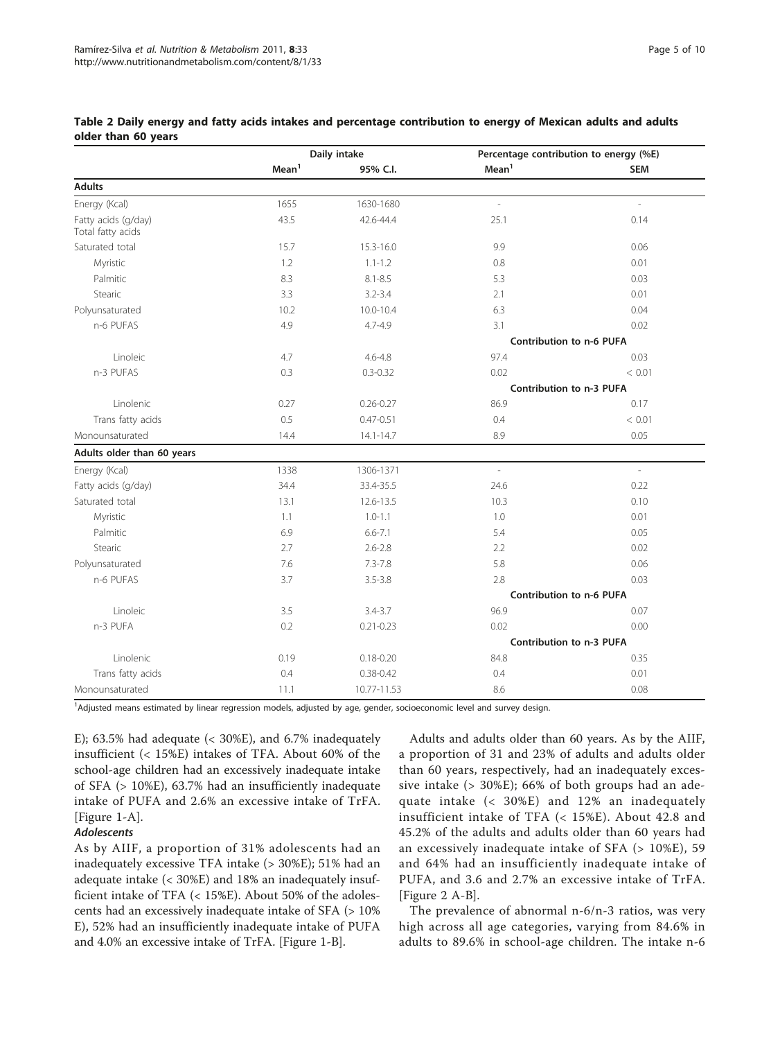**Table 2 Daily energy and fatty acids intakes and percentage contribution to energy of Mexican adults and adults older than 60 years**

| | Daily intake | | Percentage contribution to energy (%E) | |
|---|---|---|---|---|
| | Mean[1] | 95% C.I. | Mean[1] | SEM |
| **Adults** | | | | |
| Energy (Kcal) | 1655 | 1630-1680 | - | - |
| Fatty acids (g/day) Total fatty acids | 43.5 | 42.6-44.4 | 25.1 | 0.14 |
| Saturated total | 15.7 | 15.3-16.0 | 9.9 | 0.06 |
| Myristic | 1.2 | 1.1-1.2 | 0.8 | 0.01 |
| Palmitic | 8.3 | 8.1-8.5 | 5.3 | 0.03 |
| Stearic | 3.3 | 3.2-3.4 | 2.1 | 0.01 |
| Polyunsaturated | 10.2 | 10.0-10.4 | 6.3 | 0.04 |
| n-6 PUFAS | 4.9 | 4.7-4.9 | 3.1 | 0.02 |
| | | | **Contribution to n-6 PUFA** | |
| Linoleic | 4.7 | 4.6-4.8 | 97.4 | 0.03 |
| n-3 PUFAS | 0.3 | 0.3-0.32 | 0.02 | < 0.01 |
| | | | **Contribution to n-3 PUFA** | |
| Linolenic | 0.27 | 0.26-0.27 | 86.9 | 0.17 |
| Trans fatty acids | 0.5 | 0.47-0.51 | 0.4 | < 0.01 |
| Monounsaturated | 14.4 | 14.1-14.7 | 8.9 | 0.05 |
| **Adults older than 60 years** | | | | |
| Energy (Kcal) | 1338 | 1306-1371 | - | - |
| Fatty acids (g/day) | 34.4 | 33.4-35.5 | 24.6 | 0.22 |
| Saturated total | 13.1 | 12.6-13.5 | 10.3 | 0.10 |
| Myristic | 1.1 | 1.0-1.1 | 1.0 | 0.01 |
| Palmitic | 6.9 | 6.6-7.1 | 5.4 | 0.05 |
| Stearic | 2.7 | 2.6-2.8 | 2.2 | 0.02 |
| Polyunsaturated | 7.6 | 7.3-7.8 | 5.8 | 0.06 |
| n-6 PUFAS | 3.7 | 3.5-3.8 | 2.8 | 0.03 |
| | | | **Contribution to n-6 PUFA** | |
| Linoleic | 3.5 | 3.4-3.7 | 96.9 | 0.07 |
| n-3 PUFA | 0.2 | 0.21-0.23 | 0.02 | 0.00 |
| | | | **Contribution to n-3 PUFA** | |
| Linolenic | 0.19 | 0.18-0.20 | 84.8 | 0.35 |
| Trans fatty acids | 0.4 | 0.38-0.42 | 0.4 | 0.01 |
| Monounsaturated | 11.1 | 10.77-11.53 | 8.6 | 0.08 |

[1]Adjusted means estimated by linear regression models, adjusted by age, gender, socioeconomic level and survey design.

E); 63.5% had adequate (< 30%E), and 6.7% inadequately insufficient (< 15%E) intakes of TFA. About 60% of the school-age children had an excessively inadequate intake of SFA (> 10%E), 63.7% had an insufficiently inadequate intake of PUFA and 2.6% an excessive intake of TrFA. [Figure 1-A].

***Adolescents***

As by AIIF, a proportion of 31% adolescents had an inadequately excessive TFA intake (> 30%E); 51% had an adequate intake (< 30%E) and 18% an inadequately insufficient intake of TFA (< 15%E). About 50% of the adolescents had an excessively inadequate intake of SFA (> 10% E), 52% had an insufficiently inadequate intake of PUFA and 4.0% an excessive intake of TrFA. [Figure 1-B].

Adults and adults older than 60 years. As by the AIIF, a proportion of 31 and 23% of adults and adults older than 60 years, respectively, had an inadequately excessive intake (> 30%E); 66% of both groups had an adequate intake (< 30%E) and 12% an inadequately insufficient intake of TFA (< 15%E). About 42.8 and 45.2% of the adults and adults older than 60 years had an excessively inadequate intake of SFA (> 10%E), 59 and 64% had an insufficiently inadequate intake of PUFA, and 3.6 and 2.7% an excessive intake of TrFA. [Figure 2 A-B].

The prevalence of abnormal n-6/n-3 ratios, was very high across all age categories, varying from 84.6% in adults to 89.6% in school-age children. The intake n-6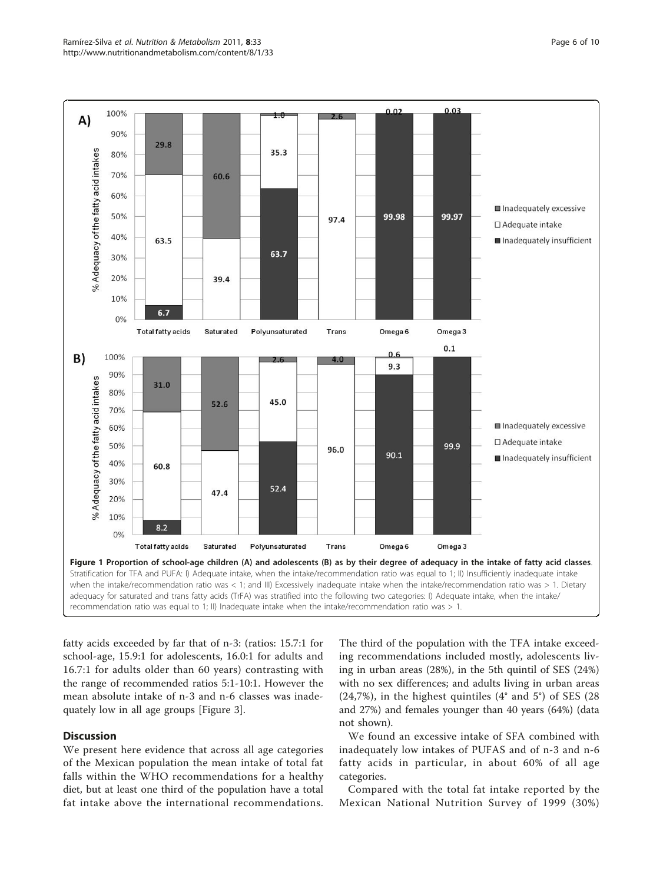**Figure 1 Proportion of school-age children (A) and adolescents (B) as by their degree of adequacy in the intake of fatty acid classes.** Stratification for TFA and PUFA: I) Adequate intake, when the intake/recommendation ratio was equal to 1; II) Insufficiently inadequate intake when the intake/recommendation ratio was < 1; and III) Excessively inadequate intake when the intake/recommendation ratio was > 1. Dietary adequacy for saturated and trans fatty acids (TrFA) was stratified into the following two categories: I) Adequate intake, when the intake/recommendation ratio was equal to 1; II) Inadequate intake when the intake/recommendation ratio was > 1.

fatty acids exceeded by far that of n-3: (ratios: 15.7:1 for school-age, 15.9:1 for adolescents, 16.0:1 for adults and 16.7:1 for adults older than 60 years) contrasting with the range of recommended ratios 5:1-10:1. However the mean absolute intake of n-3 and n-6 classes was inadequately low in all age groups [Figure 3].

## Discussion

We present here evidence that across all age categories of the Mexican population the mean intake of total fat falls within the WHO recommendations for a healthy diet, but at least one third of the population have a total fat intake above the international recommendations. The third of the population with the TFA intake exceeding recommendations included mostly, adolescents living in urban areas (28%), in the 5th quintil of SES (24%) with no sex differences; and adults living in urban areas (24,7%), in the highest quintiles (4° and 5°) of SES (28 and 27%) and females younger than 40 years (64%) (data not shown).

We found an excessive intake of SFA combined with inadequately low intakes of PUFAS and of n-3 and n-6 fatty acids in particular, in about 60% of all age categories.

Compared with the total fat intake reported by the Mexican National Nutrition Survey of 1999 (30%)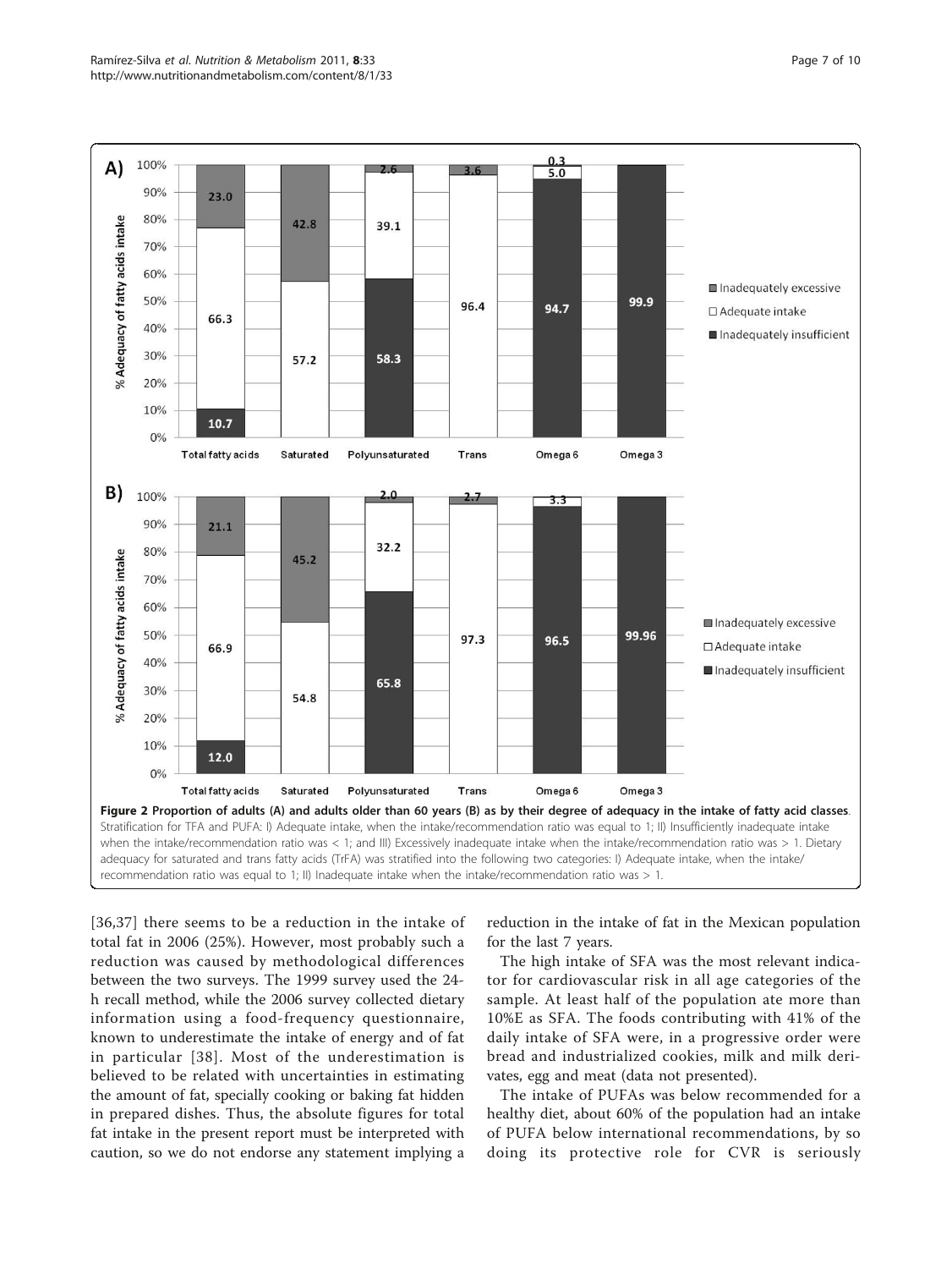**Figure 2 Proportion of adults (A) and adults older than 60 years (B) as by their degree of adequacy in the intake of fatty acid classes**. Stratification for TFA and PUFA: I) Adequate intake, when the intake/recommendation ratio was equal to 1; II) Insufficiently inadequate intake when the intake/recommendation ratio was < 1; and III) Excessively inadequate intake when the intake/recommendation ratio was > 1. Dietary adequacy for saturated and trans fatty acids (TrFA) was stratified into the following two categories: I) Adequate intake, when the intake/recommendation ratio was equal to 1; II) Inadequate intake when the intake/recommendation ratio was > 1.

[36,37] there seems to be a reduction in the intake of total fat in 2006 (25%). However, most probably such a reduction was caused by methodological differences between the two surveys. The 1999 survey used the 24-h recall method, while the 2006 survey collected dietary information using a food-frequency questionnaire, known to underestimate the intake of energy and of fat in particular [38]. Most of the underestimation is believed to be related with uncertainties in estimating the amount of fat, specially cooking or baking fat hidden in prepared dishes. Thus, the absolute figures for total fat intake in the present report must be interpreted with caution, so we do not endorse any statement implying a reduction in the intake of fat in the Mexican population for the last 7 years.

The high intake of SFA was the most relevant indicator for cardiovascular risk in all age categories of the sample. At least half of the population ate more than 10%E as SFA. The foods contributing with 41% of the daily intake of SFA were, in a progressive order were bread and industrialized cookies, milk and milk derivates, egg and meat (data not presented).

The intake of PUFAs was below recommended for a healthy diet, about 60% of the population had an intake of PUFA below international recommendations, by so doing its protective role for CVR is seriously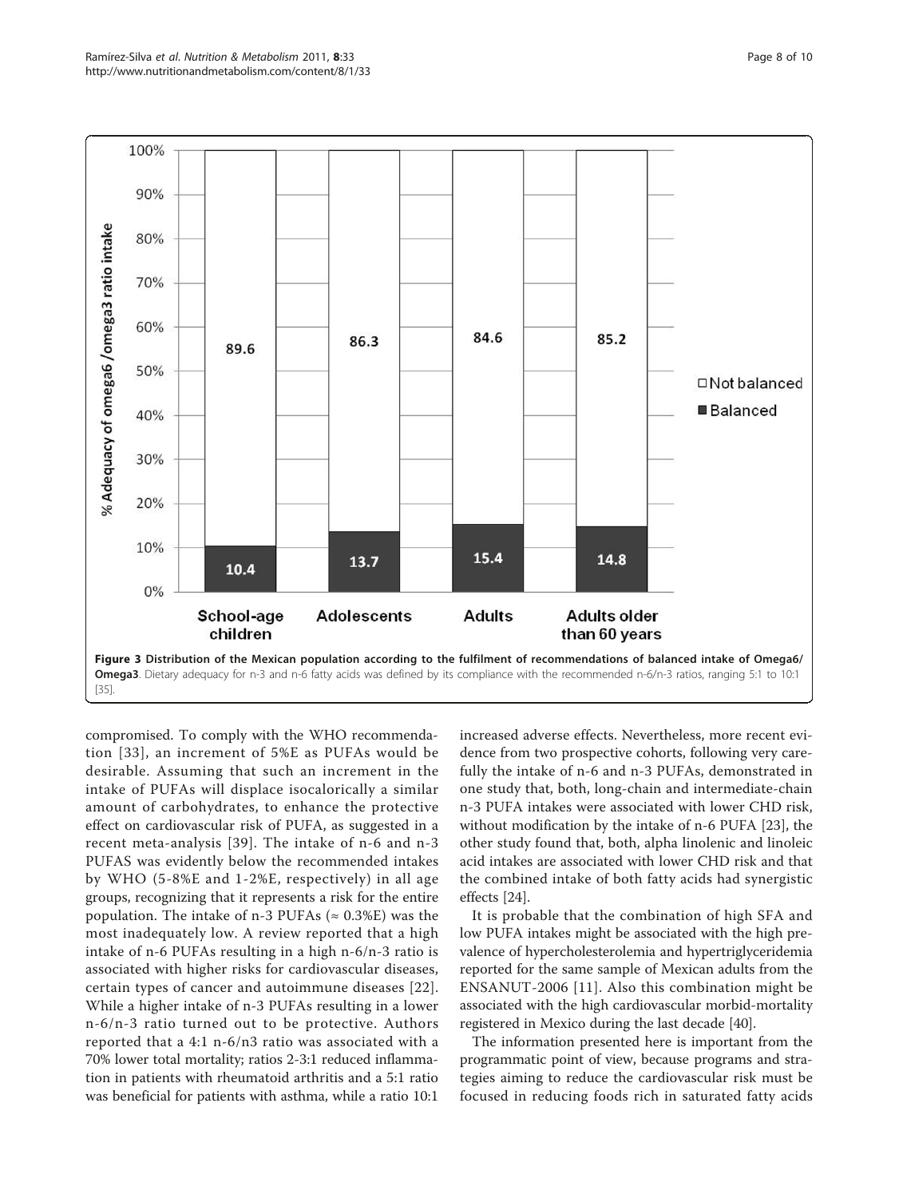**Figure 3 Distribution of the Mexican population according to the fulfilment of recommendations of balanced intake of Omega6/Omega3**. Dietary adequacy for n-3 and n-6 fatty acids was defined by its compliance with the recommended n-6/n-3 ratios, ranging 5:1 to 10:1 [35].

compromised. To comply with the WHO recommendation [33], an increment of 5%E as PUFAs would be desirable. Assuming that such an increment in the intake of PUFAs will displace isocalorically a similar amount of carbohydrates, to enhance the protective effect on cardiovascular risk of PUFA, as suggested in a recent meta-analysis [39]. The intake of n-6 and n-3 PUFAS was evidently below the recommended intakes by WHO (5-8%E and 1-2%E, respectively) in all age groups, recognizing that it represents a risk for the entire population. The intake of n-3 PUFAs (≈ 0.3%E) was the most inadequately low. A review reported that a high intake of n-6 PUFAs resulting in a high n-6/n-3 ratio is associated with higher risks for cardiovascular diseases, certain types of cancer and autoimmune diseases [22]. While a higher intake of n-3 PUFAs resulting in a lower n-6/n-3 ratio turned out to be protective. Authors reported that a 4:1 n-6/n3 ratio was associated with a 70% lower total mortality; ratios 2-3:1 reduced inflammation in patients with rheumatoid arthritis and a 5:1 ratio was beneficial for patients with asthma, while a ratio 10:1 increased adverse effects. Nevertheless, more recent evidence from two prospective cohorts, following very carefully the intake of n-6 and n-3 PUFAs, demonstrated in one study that, both, long-chain and intermediate-chain n-3 PUFA intakes were associated with lower CHD risk, without modification by the intake of n-6 PUFA [23], the other study found that, both, alpha linolenic and linoleic acid intakes are associated with lower CHD risk and that the combined intake of both fatty acids had synergistic effects [24].

It is probable that the combination of high SFA and low PUFA intakes might be associated with the high prevalence of hypercholesterolemia and hypertriglyceridemia reported for the same sample of Mexican adults from the ENSANUT-2006 [11]. Also this combination might be associated with the high cardiovascular morbid-mortality registered in Mexico during the last decade [40].

The information presented here is important from the programmatic point of view, because programs and strategies aiming to reduce the cardiovascular risk must be focused in reducing foods rich in saturated fatty acids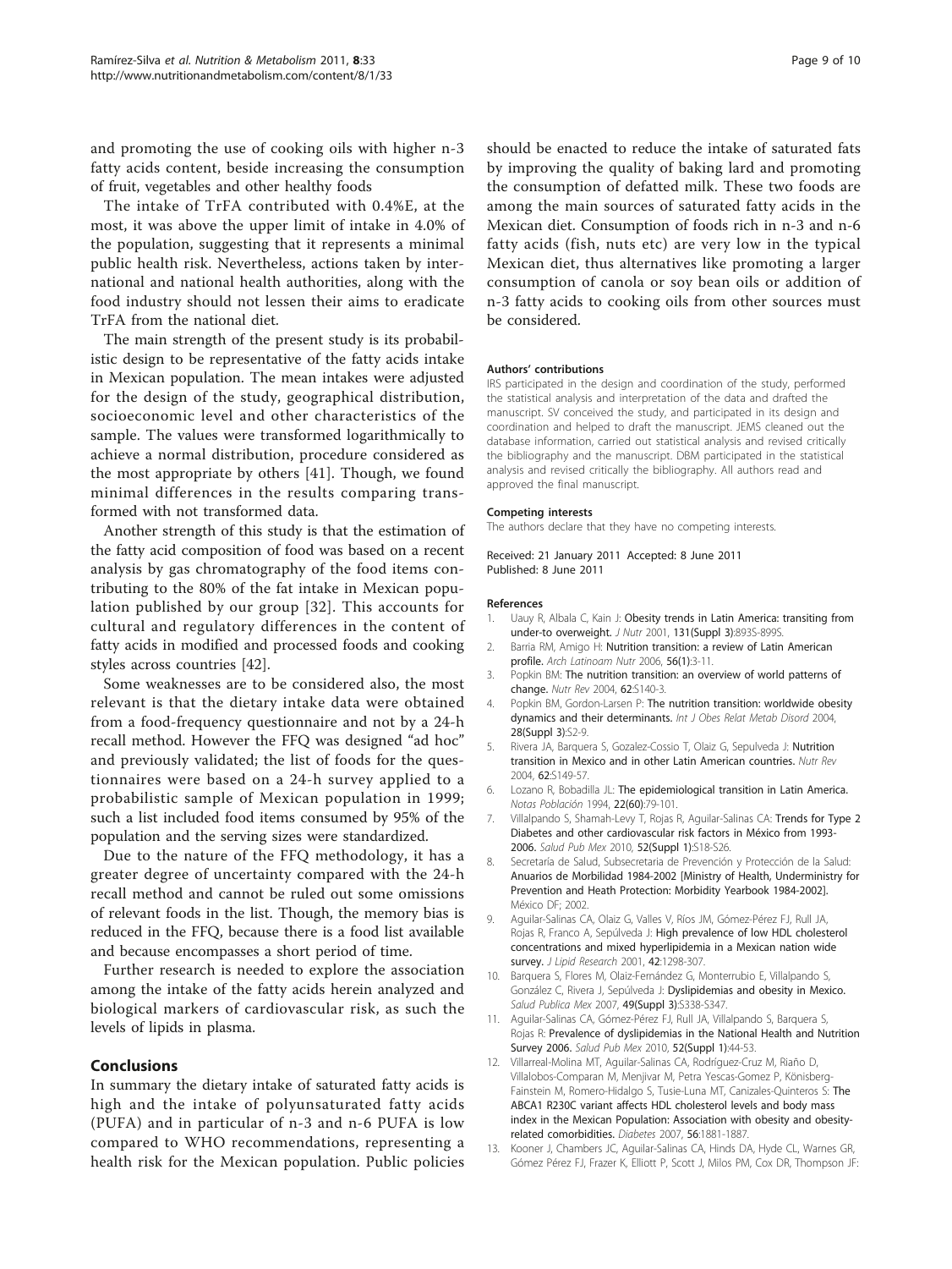and promoting the use of cooking oils with higher n-3 fatty acids content, beside increasing the consumption of fruit, vegetables and other healthy foods

The intake of TrFA contributed with 0.4%E, at the most, it was above the upper limit of intake in 4.0% of the population, suggesting that it represents a minimal public health risk. Nevertheless, actions taken by international and national health authorities, along with the food industry should not lessen their aims to eradicate TrFA from the national diet.

The main strength of the present study is its probabilistic design to be representative of the fatty acids intake in Mexican population. The mean intakes were adjusted for the design of the study, geographical distribution, socioeconomic level and other characteristics of the sample. The values were transformed logarithmically to achieve a normal distribution, procedure considered as the most appropriate by others [41]. Though, we found minimal differences in the results comparing transformed with not transformed data.

Another strength of this study is that the estimation of the fatty acid composition of food was based on a recent analysis by gas chromatography of the food items contributing to the 80% of the fat intake in Mexican population published by our group [32]. This accounts for cultural and regulatory differences in the content of fatty acids in modified and processed foods and cooking styles across countries [42].

Some weaknesses are to be considered also, the most relevant is that the dietary intake data were obtained from a food-frequency questionnaire and not by a 24-h recall method. However the FFQ was designed "ad hoc" and previously validated; the list of foods for the questionnaires were based on a 24-h survey applied to a probabilistic sample of Mexican population in 1999; such a list included food items consumed by 95% of the population and the serving sizes were standardized.

Due to the nature of the FFQ methodology, it has a greater degree of uncertainty compared with the 24-h recall method and cannot be ruled out some omissions of relevant foods in the list. Though, the memory bias is reduced in the FFQ, because there is a food list available and because encompasses a short period of time.

Further research is needed to explore the association among the intake of the fatty acids herein analyzed and biological markers of cardiovascular risk, as such the levels of lipids in plasma.

## Conclusions

In summary the dietary intake of saturated fatty acids is high and the intake of polyunsaturated fatty acids (PUFA) and in particular of n-3 and n-6 PUFA is low compared to WHO recommendations, representing a health risk for the Mexican population. Public policies should be enacted to reduce the intake of saturated fats by improving the quality of baking lard and promoting the consumption of defatted milk. These two foods are among the main sources of saturated fatty acids in the Mexican diet. Consumption of foods rich in n-3 and n-6 fatty acids (fish, nuts etc) are very low in the typical Mexican diet, thus alternatives like promoting a larger consumption of canola or soy bean oils or addition of n-3 fatty acids to cooking oils from other sources must be considered.

#### Authors' contributions

IRS participated in the design and coordination of the study, performed the statistical analysis and interpretation of the data and drafted the manuscript. SV conceived the study, and participated in its design and coordination and helped to draft the manuscript. JEMS cleaned out the database information, carried out statistical analysis and revised critically the bibliography and the manuscript. DBM participated in the statistical analysis and revised critically the bibliography. All authors read and approved the final manuscript.

#### Competing interests

The authors declare that they have no competing interests.

Received: 21 January 2011 Accepted: 8 June 2011
Published: 8 June 2011

#### References

1. Uauy R, Albala C, Kain J: **Obesity trends in Latin America: transiting from under-to overweight.** *J Nutr* 2001, **131(Suppl 3)**:893S-899S.
2. Barria RM, Amigo H: **Nutrition transition: a review of Latin American profile.** *Arch Latinoam Nutr* 2006, **56(1)**:3-11.
3. Popkin BM: **The nutrition transition: an overview of world patterns of change.** *Nutr Rev* 2004, **62**:S140-3.
4. Popkin BM, Gordon-Larsen P: **The nutrition transition: worldwide obesity dynamics and their determinants.** *Int J Obes Relat Metab Disord* 2004, **28(Suppl 3)**:S2-9.
5. Rivera JA, Barquera S, Gozalez-Cossio T, Olaiz G, Sepulveda J: **Nutrition transition in Mexico and in other Latin American countries.** *Nutr Rev* 2004, **62**:S149-57.
6. Lozano R, Bobadilla JL: **The epidemiological transition in Latin America.** *Notas Población* 1994, **22(60)**:79-101.
7. Villalpando S, Shamah-Levy T, Rojas R, Aguilar-Salinas CA: **Trends for Type 2 Diabetes and other cardiovascular risk factors in México from 1993-2006.** *Salud Pub Mex* 2010, **52(Suppl 1)**:S18-S26.
8. Secretaría de Salud, Subsecretaria de Prevención y Protección de la Salud: **Anuarios de Morbilidad 1984-2002 [Ministry of Health, Underministry for Prevention and Heath Protection: Morbidity Yearbook 1984-2002].** México DF; 2002.
9. Aguilar-Salinas CA, Olaiz G, Valles V, Ríos JM, Gómez-Pérez FJ, Rull JA, Rojas R, Franco A, Sepúlveda J: **High prevalence of low HDL cholesterol concentrations and mixed hyperlipidemia in a Mexican nation wide survey.** *J Lipid Research* 2001, **42**:1298-307.
10. Barquera S, Flores M, Olaiz-Fernández G, Monterrubio E, Villalpando S, González C, Rivera J, Sepúlveda J: **Dyslipidemias and obesity in Mexico.** *Salud Publica Mex* 2007, **49(Suppl 3)**:S338-S347.
11. Aguilar-Salinas CA, Gómez-Pérez FJ, Rull JA, Villalpando S, Barquera S, Rojas R: **Prevalence of dyslipidemias in the National Health and Nutrition Survey 2006.** *Salud Pub Mex* 2010, **52(Suppl 1)**:44-53.
12. Villarreal-Molina MT, Aguilar-Salinas CA, Rodríguez-Cruz M, Riaño D, Villalobos-Comparan M, Menjivar M, Petra Yescas-Gomez P, Königsberg-Fainstein M, Romero-Hidalgo S, Tusie-Luna MT, Canizales-Quinteros S: **The ABCA1 R230C variant affects HDL cholesterol levels and body mass index in the Mexican Population: Association with obesity and obesity-related comorbidities.** *Diabetes* 2007, **56**:1881-1887.
13. Kooner J, Chambers JC, Aguilar-Salinas CA, Hinds DA, Hyde CL, Warnes GR, Gómez Pérez FJ, Frazer K, Elliott P, Scott J, Milos PM, Cox DR, Thompson JF: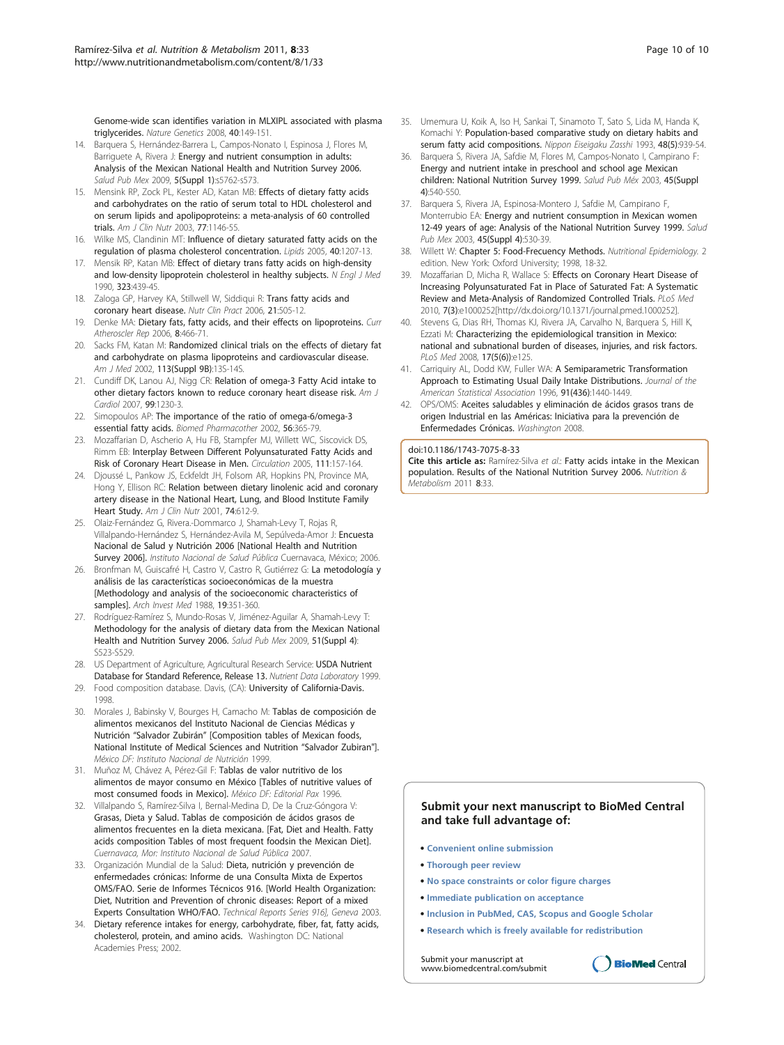Genome-wide scan identifies variation in MLXIPL associated with plasma triglycerides. *Nature Genetics* 2008, **40**:149-151.

14. Barquera S, Hernández-Barrera L, Campos-Nonato I, Espinosa J, Flores M, Barriguete A, Rivera J: **Energy and nutrient consumption in adults: Analysis of the Mexican National Health and Nutrition Survey 2006.** *Salud Pub Mex* 2009, **5(Suppl 1)**:s5762-s573.
15. Mensink RP, Zock PL, Kester AD, Katan MB: **Effects of dietary fatty acids and carbohydrates on the ratio of serum total to HDL cholesterol and on serum lipids and apolipoproteins: a meta-analysis of 60 controlled trials.** *Am J Clin Nutr* 2003, **77**:1146-55.
16. Wilke MS, Clandinin MT: **Influence of dietary saturated fatty acids on the regulation of plasma cholesterol concentration.** *Lipids* 2005, **40**:1207-13.
17. Mensik RP, Katan MB: **Effect of dietary trans fatty acids on high-density and low-density lipoprotein cholesterol in healthy subjects.** *N Engl J Med* 1990, **323**:439-45.
18. Zaloga GP, Harvey KA, Stillwell W, Siddiqui R: **Trans fatty acids and coronary heart disease.** *Nutr Clin Pract* 2006, **21**:505-12.
19. Denke MA: **Dietary fats, fatty acids, and their effects on lipoproteins.** *Curr Atheroscler Rep* 2006, **8**:466-71.
20. Sacks FM, Katan M: **Randomized clinical trials on the effects of dietary fat and carbohydrate on plasma lipoproteins and cardiovascular disease.** *Am J Med* 2002, **113(Suppl 9B)**:13S-14S.
21. Cundiff DK, Lanou AJ, Nigg CR: **Relation of omega-3 Fatty Acid intake to other dietary factors known to reduce coronary heart disease risk.** *Am J Cardiol* 2007, **99**:1230-3.
22. Simopoulos AP: **The importance of the ratio of omega-6/omega-3 essential fatty acids.** *Biomed Pharmacother* 2002, **56**:365-79.
23. Mozaffarian D, Ascherio A, Hu FB, Stampfer MJ, Willett WC, Siscovick DS, Rimm EB: **Interplay Between Different Polyunsaturated Fatty Acids and Risk of Coronary Heart Disease in Men.** *Circulation* 2005, **111**:157-164.
24. Djoussé L, Pankow JS, Eckfeldt JH, Folsom AR, Hopkins PN, Province MA, Hong Y, Ellison RC: **Relation between dietary linolenic acid and coronary artery disease in the National Heart, Lung, and Blood Institute Family Heart Study.** *Am J Clin Nutr* 2001, **74**:612-9.
25. Olaiz-Fernández G, Rivera.-Dommarco J, Shamah-Levy T, Rojas R, Villalpando-Hernández S, Hernández-Avila M, Sepúlveda-Amor J: **Encuesta Nacional de Salud y Nutrición 2006 [National Health and Nutrition Survey 2006].** *Instituto Nacional de Salud Pública* Cuernavaca, México; 2006.
26. Bronfman M, Guiscafré H, Castro V, Castro R, Gutiérrez G: **La metodología y análisis de las características socioeconómicas de la muestra [Methodology and analysis of the socioeconomic characteristics of samples].** *Arch Invest Med* 1988, **19**:351-360.
27. Rodríguez-Ramírez S, Mundo-Rosas V, Jiménez-Aguilar A, Shamah-Levy T: **Methodology for the analysis of dietary data from the Mexican National Health and Nutrition Survey 2006.** *Salud Pub Mex* 2009, **51(Suppl 4)**: S523-S529.
28. US Department of Agriculture, Agricultural Research Service: **USDA Nutrient Database for Standard Reference, Release 13.** *Nutrient Data Laboratory* 1999.
29. Food composition database. Davis, (CA): **University of California-Davis.** 1998.
30. Morales J, Babinsky V, Bourges H, Camacho M: **Tablas de composición de alimentos mexicanos del Instituto Nacional de Ciencias Médicas y Nutrición "Salvador Zubirán" [Composition tables of Mexican foods, National Institute of Medical Sciences and Nutrition "Salvador Zubiran"].** *México DF: Instituto Nacional de Nutrición* 1999.
31. Muñoz M, Chávez A, Pérez-Gil F: **Tablas de valor nutritivo de los alimentos de mayor consumo en México [Tables of nutritive values of most consumed foods in Mexico].** *México DF: Editorial Pax* 1996.
32. Villalpando S, Ramírez-Silva I, Bernal-Medina D, De la Cruz-Góngora V: **Grasas, Dieta y Salud. Tablas de composición de ácidos grasos de alimentos frecuentes en la dieta mexicana. [Fat, Diet and Health. Fatty acids composition Tables of most frequent foodsin the Mexican Diet].** *Cuernavaca, Mor: Instituto Nacional de Salud Pública* 2007.
33. Organización Mundial de la Salud: **Dieta, nutrición y prevención de enfermedades crónicas: Informe de una Consulta Mixta de Expertos OMS/FAO. Serie de Informes Técnicos 916. [World Health Organization: Diet, Nutrition and Prevention of chronic diseases: Report of a mixed Experts Consultation WHO/FAO.** *Technical Reports Series 916], Geneva* 2003.
34. Dietary reference intakes for energy, carbohydrate, fiber, fat, fatty acids, cholesterol, protein, and amino acids. Washington DC: National Academies Press; 2002.
35. Umemura U, Koik A, Iso H, Sankai T, Sinamoto T, Sato S, Lida M, Handa K, Komachi Y: **Population-based comparative study on dietary habits and serum fatty acid compositions.** *Nippon Eiseigaku Zasshi* 1993, **48(5)**:939-54.
36. Barquera S, Rivera JA, Safdie M, Flores M, Campos-Nonato I, Campirano F: **Energy and nutrient intake in preschool and school age Mexican children: National Nutrition Survey 1999.** *Salud Pub Méx* 2003, **45(Suppl 4)**:540-550.
37. Barquera S, Rivera JA, Espinosa-Montero J, Safdie M, Campirano F, Monterrubio EA: **Energy and nutrient consumption in Mexican women 12-49 years of age: Analysis of the National Nutrition Survey 1999.** *Salud Pub Mex* 2003, **45(Suppl 4)**:530-39.
38. Willett W: **Chapter 5: Food-Frecuency Methods.** *Nutritional Epidemiology.* 2 edition. New York: Oxford University; 1998, 18-32.
39. Mozaffarian D, Micha R, Wallace S: **Effects on Coronary Heart Disease of Increasing Polyunsaturated Fat in Place of Saturated Fat: A Systematic Review and Meta-Analysis of Randomized Controlled Trials.** *PLoS Med* 2010, **7(3)**:e1000252[http://dx.doi.org/10.1371/journal.pmed.1000252].
40. Stevens G, Dias RH, Thomas KJ, Rivera JA, Carvalho N, Barquera S, Hill K, Ezzati M: **Characterizing the epidemiological transition in Mexico: national and subnational burden of diseases, injuries, and risk factors.** *PLoS Med* 2008, **17(5(6))**:e125.
41. Carriquiry AL, Dodd KW, Fuller WA: **A Semiparametric Transformation Approach to Estimating Usual Daily Intake Distributions.** *Journal of the American Statistical Association* 1996, **91(436)**:1440-1449.
42. OPS/OMS: **Aceites saludables y eliminación de ácidos grasos trans de origen Industrial en las Américas: Iniciativa para la prevención de Enfermedades Crónicas.** *Washington* 2008.

doi:10.1186/1743-7075-8-33

**Cite this article as:** Ramírez-Silva *et al.*: Fatty acids intake in the Mexican population. Results of the National Nutrition Survey 2006. *Nutrition & Metabolism* 2011 **8**:33.

**Submit your next manuscript to BioMed Central and take full advantage of:**

- **Convenient online submission**
- **Thorough peer review**
- **No space constraints or color figure charges**
- **Immediate publication on acceptance**
- **Inclusion in PubMed, CAS, Scopus and Google Scholar**
- **Research which is freely available for redistribution**

Submit your manuscript at www.biomedcentral.com/submit

BioMed Central